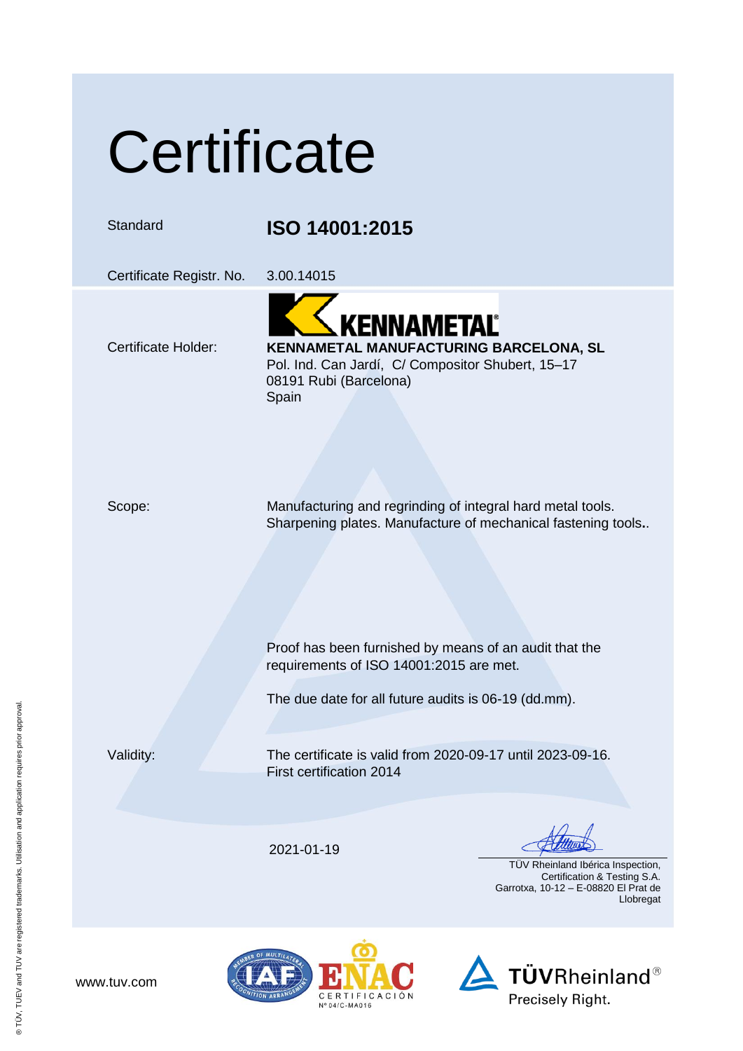# Certificate

| | |
|---|---|
| Standard | **ISO 14001:2015** |
| Certificate Registr. No. | 3.00.14015 |
| Certificate Holder: | KENNAMETAL<br>**KENNAMETAL MANUFACTURING BARCELONA, SL**<br>Pol. Ind. Can Jardí, C/ Compositor Shubert, 15–17<br>08191 Rubi (Barcelona)<br>Spain |
| Scope: | Manufacturing and regrinding of integral hard metal tools. Sharpening plates. Manufacture of mechanical fastening tools.. |

Proof has been furnished by means of an audit that the requirements of ISO 14001:2015 are met.

The due date for all future audits is 06-19 (dd.mm).

| | |
|---|---|
| Validity: | The certificate is valid from 2020-09-17 until 2023-09-16.<br>First certification 2014 |

2021-01-19

TÜV Rheinland Ibérica Inspection, Certification & Testing S.A.
Garrotxa, 10-12 – E-08820 El Prat de Llobregat

www.tuv.com

IAF – Member of Multilateral Recognition Arrangement

ENAC CERTIFICACIÓN Nº 04/C-MA016

TÜVRheinland®
Precisely Right.

® TÜV, TUEV and TUV are registered trademarks. Utilisation and application requires prior approval.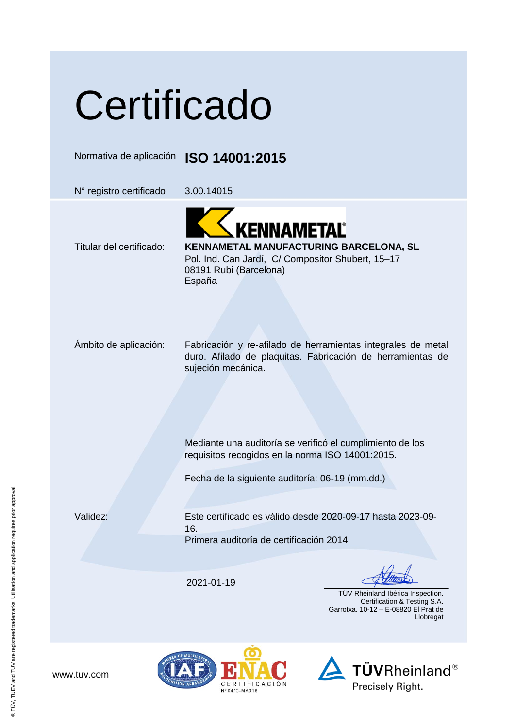# Certificado

| | |
|---|---|
| Normativa de aplicación | **ISO 14001:2015** |
| N° registro certificado | 3.00.14015 |

Titular del certificado: **KENNAMETAL MANUFACTURING BARCELONA, SL**
Pol. Ind. Can Jardí, C/ Compositor Shubert, 15–17
08191 Rubi (Barcelona)
España

Ámbito de aplicación: Fabricación y re-afilado de herramientas integrales de metal duro. Afilado de plaquitas. Fabricación de herramientas de sujeción mecánica.

Mediante una auditoría se verificó el cumplimiento de los requisitos recogidos en la norma ISO 14001:2015.

Fecha de la siguiente auditoría: 06-19 (mm.dd.)

Validez: Este certificado es válido desde 2020-09-17 hasta 2023-09-16.
Primera auditoría de certificación 2014

2021-01-19

TÜV Rheinland Ibérica Inspection, Certification & Testing S.A.
Garrotxa, 10-12 – E-08820 El Prat de Llobregat

www.tuv.com

ENAC CERTIFICACIÓN Nº 04/C-MA016

TÜVRheinland® Precisely Right.

® TÜV, TUEV and TUV are registered trademarks. Utilisation and application requires prior approval.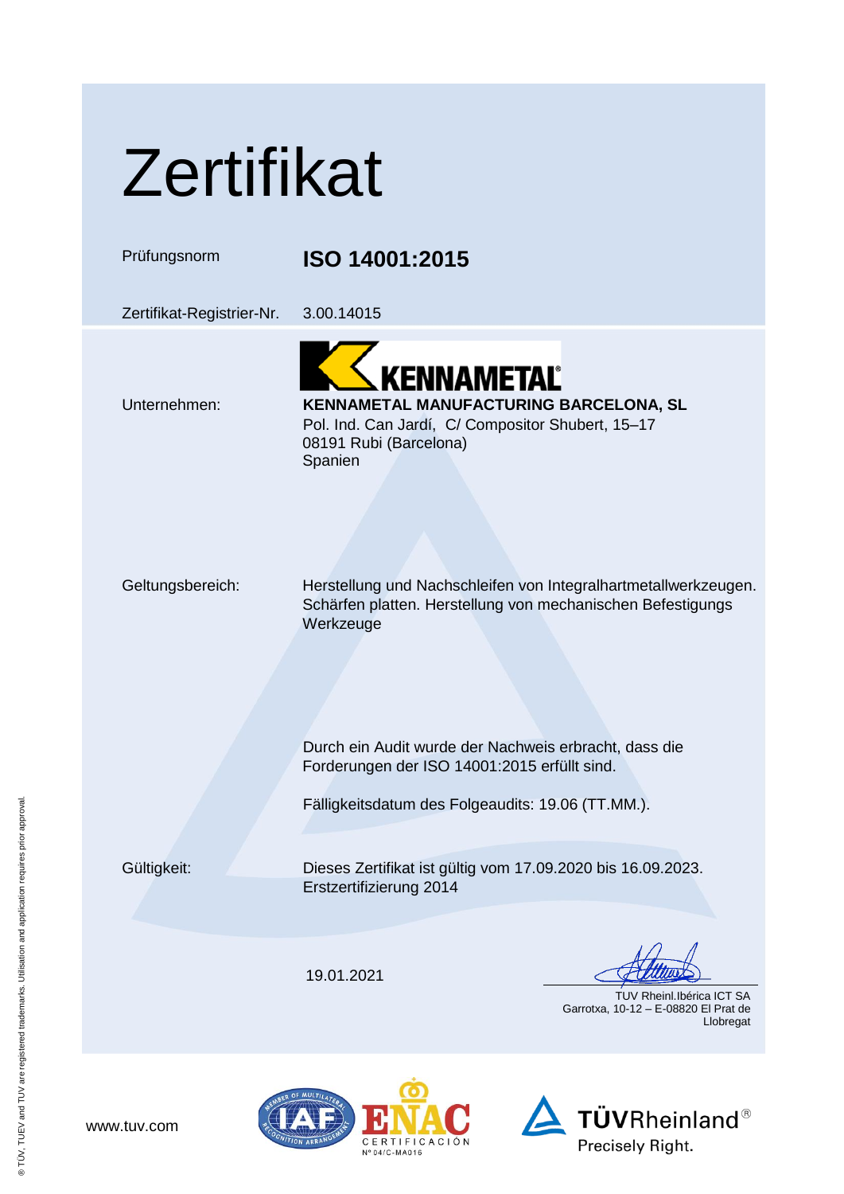# Zertifikat

| | |
|---|---|
| Prüfungsnorm | **ISO 14001:2015** |
| Zertifikat-Registrier-Nr. | 3.00.14015 |

KENNAMETAL

| | |
|---|---|
| Unternehmen: | **KENNAMETAL MANUFACTURING BARCELONA, SL**<br>Pol. Ind. Can Jardí, C/ Compositor Shubert, 15–17<br>08191 Rubi (Barcelona)<br>Spanien |
| Geltungsbereich: | Herstellung und Nachschleifen von Integralhartmetallwerkzeugen. Schärfen platten. Herstellung von mechanischen Befestigungs Werkzeuge |

Durch ein Audit wurde der Nachweis erbracht, dass die Forderungen der ISO 14001:2015 erfüllt sind.

Fälligkeitsdatum des Folgeaudits: 19.06 (TT.MM.).

| | |
|---|---|
| Gültigkeit: | Dieses Zertifikat ist gültig vom 17.09.2020 bis 16.09.2023.<br>Erstzertifizierung 2014 |

19.01.2021

TUV Rheinl.Ibérica ICT SA
Garrotxa, 10-12 – E-08820 El Prat de Llobregat

www.tuv.com

IAF MEMBER OF MULTILATERAL RECOGNITION ARRANGEMENT

ENAC CERTIFICACIÓN Nº 04/C-MA016

TÜVRheinland®
Precisely Right.

® TÜV, TUEV and TUV are registered trademarks. Utilisation and application requires prior approval.